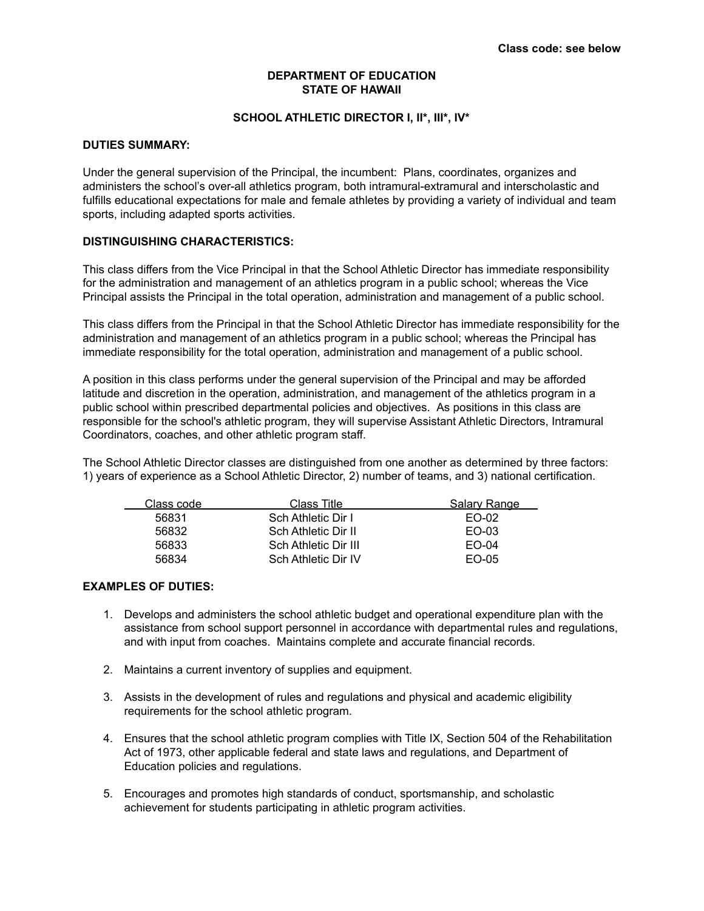Class code: see below

**DEPARTMENT OF EDUCATION**
**STATE OF HAWAII**

# SCHOOL ATHLETIC DIRECTOR I, II*, III*, IV*

## DUTIES SUMMARY:

Under the general supervision of the Principal, the incumbent: Plans, coordinates, organizes and administers the school's over-all athletics program, both intramural-extramural and interscholastic and fulfills educational expectations for male and female athletes by providing a variety of individual and team sports, including adapted sports activities.

## DISTINGUISHING CHARACTERISTICS:

This class differs from the Vice Principal in that the School Athletic Director has immediate responsibility for the administration and management of an athletics program in a public school; whereas the Vice Principal assists the Principal in the total operation, administration and management of a public school.

This class differs from the Principal in that the School Athletic Director has immediate responsibility for the administration and management of an athletics program in a public school; whereas the Principal has immediate responsibility for the total operation, administration and management of a public school.

A position in this class performs under the general supervision of the Principal and may be afforded latitude and discretion in the operation, administration, and management of the athletics program in a public school within prescribed departmental policies and objectives. As positions in this class are responsible for the school's athletic program, they will supervise Assistant Athletic Directors, Intramural Coordinators, coaches, and other athletic program staff.

The School Athletic Director classes are distinguished from one another as determined by three factors: 1) years of experience as a School Athletic Director, 2) number of teams, and 3) national certification.

| Class code | Class Title | Salary Range |
|---|---|---|
| 56831 | Sch Athletic Dir I | EO-02 |
| 56832 | Sch Athletic Dir II | EO-03 |
| 56833 | Sch Athletic Dir III | EO-04 |
| 56834 | Sch Athletic Dir IV | EO-05 |

## EXAMPLES OF DUTIES:

1. Develops and administers the school athletic budget and operational expenditure plan with the assistance from school support personnel in accordance with departmental rules and regulations, and with input from coaches. Maintains complete and accurate financial records.
2. Maintains a current inventory of supplies and equipment.
3. Assists in the development of rules and regulations and physical and academic eligibility requirements for the school athletic program.
4. Ensures that the school athletic program complies with Title IX, Section 504 of the Rehabilitation Act of 1973, other applicable federal and state laws and regulations, and Department of Education policies and regulations.
5. Encourages and promotes high standards of conduct, sportsmanship, and scholastic achievement for students participating in athletic program activities.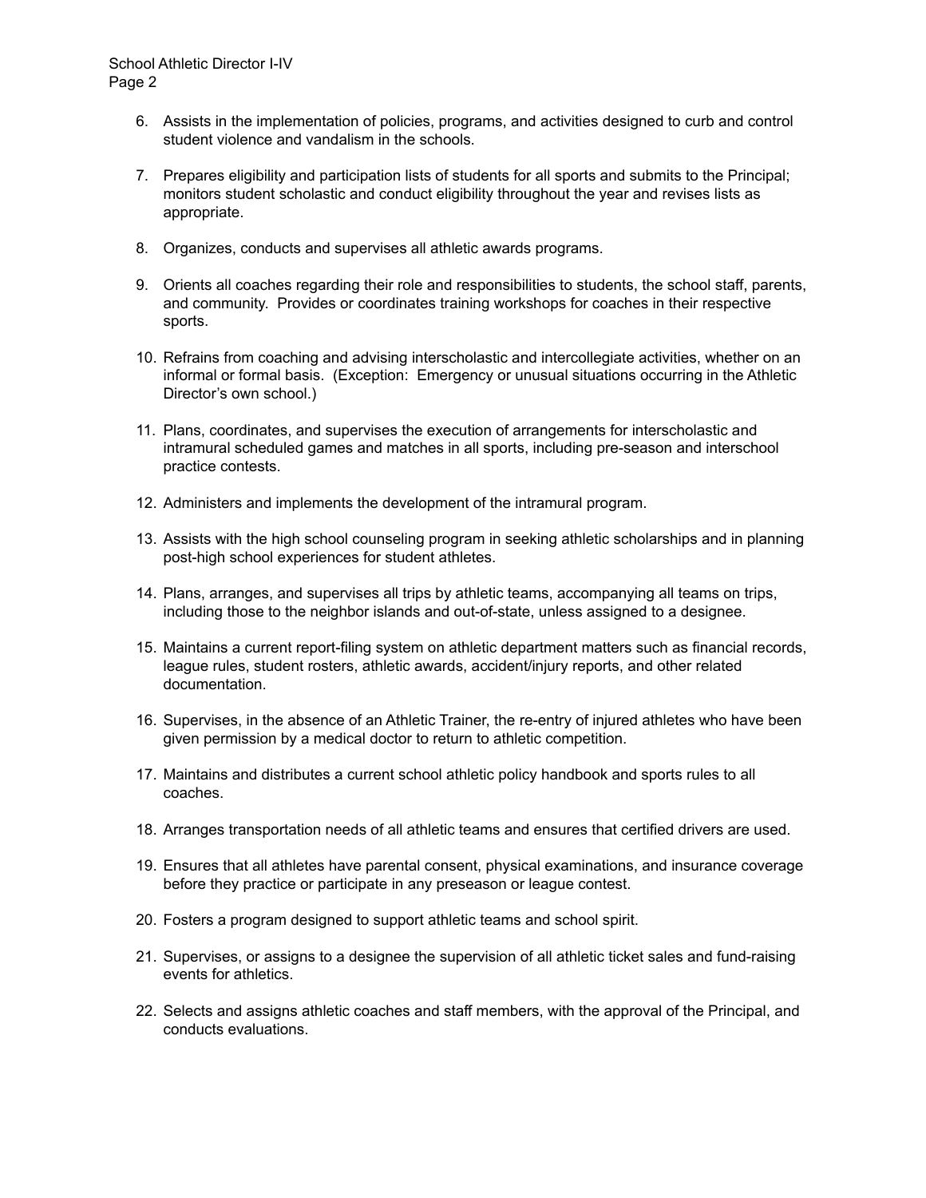6. Assists in the implementation of policies, programs, and activities designed to curb and control student violence and vandalism in the schools.

7. Prepares eligibility and participation lists of students for all sports and submits to the Principal; monitors student scholastic and conduct eligibility throughout the year and revises lists as appropriate.

8. Organizes, conducts and supervises all athletic awards programs.

9. Orients all coaches regarding their role and responsibilities to students, the school staff, parents, and community. Provides or coordinates training workshops for coaches in their respective sports.

10. Refrains from coaching and advising interscholastic and intercollegiate activities, whether on an informal or formal basis. (Exception: Emergency or unusual situations occurring in the Athletic Director's own school.)

11. Plans, coordinates, and supervises the execution of arrangements for interscholastic and intramural scheduled games and matches in all sports, including pre-season and interschool practice contests.

12. Administers and implements the development of the intramural program.

13. Assists with the high school counseling program in seeking athletic scholarships and in planning post-high school experiences for student athletes.

14. Plans, arranges, and supervises all trips by athletic teams, accompanying all teams on trips, including those to the neighbor islands and out-of-state, unless assigned to a designee.

15. Maintains a current report-filing system on athletic department matters such as financial records, league rules, student rosters, athletic awards, accident/injury reports, and other related documentation.

16. Supervises, in the absence of an Athletic Trainer, the re-entry of injured athletes who have been given permission by a medical doctor to return to athletic competition.

17. Maintains and distributes a current school athletic policy handbook and sports rules to all coaches.

18. Arranges transportation needs of all athletic teams and ensures that certified drivers are used.

19. Ensures that all athletes have parental consent, physical examinations, and insurance coverage before they practice or participate in any preseason or league contest.

20. Fosters a program designed to support athletic teams and school spirit.

21. Supervises, or assigns to a designee the supervision of all athletic ticket sales and fund-raising events for athletics.

22. Selects and assigns athletic coaches and staff members, with the approval of the Principal, and conducts evaluations.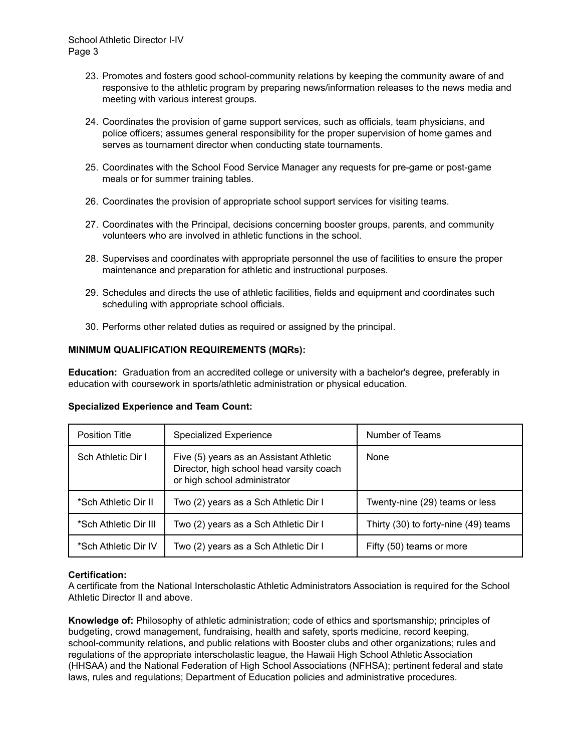23. Promotes and fosters good school-community relations by keeping the community aware of and responsive to the athletic program by preparing news/information releases to the news media and meeting with various interest groups.

24. Coordinates the provision of game support services, such as officials, team physicians, and police officers; assumes general responsibility for the proper supervision of home games and serves as tournament director when conducting state tournaments.

25. Coordinates with the School Food Service Manager any requests for pre-game or post-game meals or for summer training tables.

26. Coordinates the provision of appropriate school support services for visiting teams.

27. Coordinates with the Principal, decisions concerning booster groups, parents, and community volunteers who are involved in athletic functions in the school.

28. Supervises and coordinates with appropriate personnel the use of facilities to ensure the proper maintenance and preparation for athletic and instructional purposes.

29. Schedules and directs the use of athletic facilities, fields and equipment and coordinates such scheduling with appropriate school officials.

30. Performs other related duties as required or assigned by the principal.

**MINIMUM QUALIFICATION REQUIREMENTS (MQRs):**

**Education:** Graduation from an accredited college or university with a bachelor's degree, preferably in education with coursework in sports/athletic administration or physical education.

**Specialized Experience and Team Count:**

| Position Title | Specialized Experience | Number of Teams |
|---|---|---|
| Sch Athletic Dir I | Five (5) years as an Assistant Athletic Director, high school head varsity coach or high school administrator | None |
| *Sch Athletic Dir II | Two (2) years as a Sch Athletic Dir I | Twenty-nine (29) teams or less |
| *Sch Athletic Dir III | Two (2) years as a Sch Athletic Dir I | Thirty (30) to forty-nine (49) teams |
| *Sch Athletic Dir IV | Two (2) years as a Sch Athletic Dir I | Fifty (50) teams or more |

**Certification:**
A certificate from the National Interscholastic Athletic Administrators Association is required for the School Athletic Director II and above.

**Knowledge of:** Philosophy of athletic administration; code of ethics and sportsmanship; principles of budgeting, crowd management, fundraising, health and safety, sports medicine, record keeping, school-community relations, and public relations with Booster clubs and other organizations; rules and regulations of the appropriate interscholastic league, the Hawaii High School Athletic Association (HHSAA) and the National Federation of High School Associations (NFHSA); pertinent federal and state laws, rules and regulations; Department of Education policies and administrative procedures.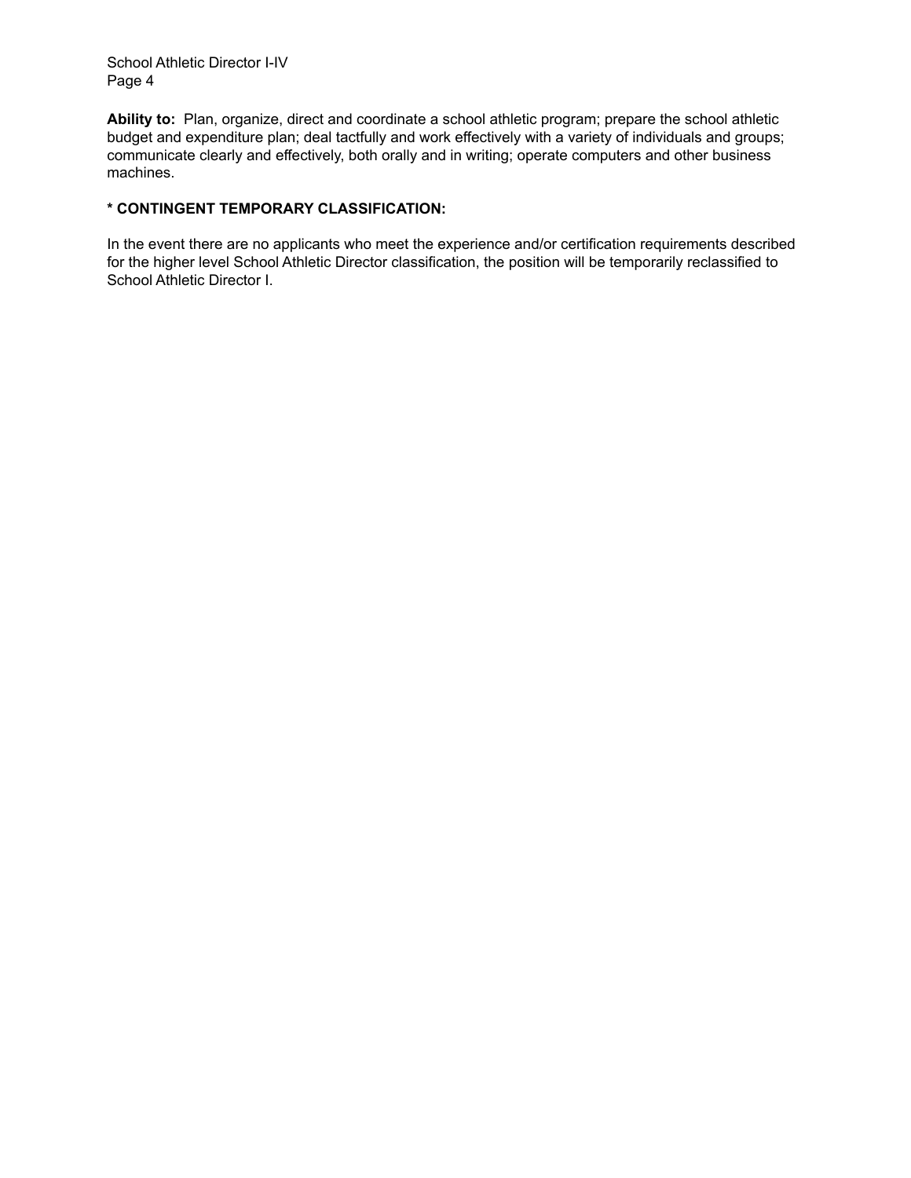**Ability to:** Plan, organize, direct and coordinate a school athletic program; prepare the school athletic budget and expenditure plan; deal tactfully and work effectively with a variety of individuals and groups; communicate clearly and effectively, both orally and in writing; operate computers and other business machines.

**\* CONTINGENT TEMPORARY CLASSIFICATION:**

In the event there are no applicants who meet the experience and/or certification requirements described for the higher level School Athletic Director classification, the position will be temporarily reclassified to School Athletic Director I.